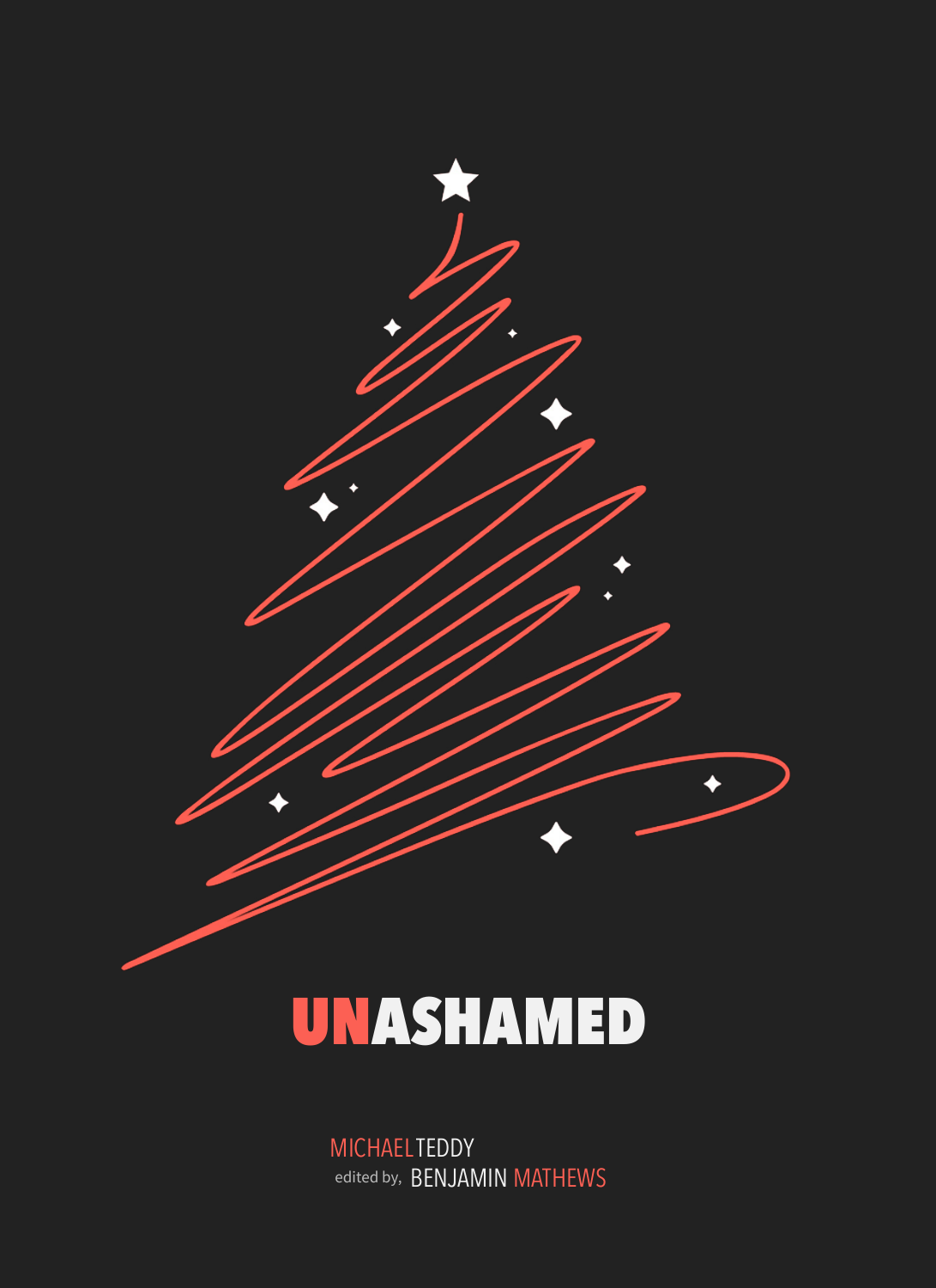# UNASHAMED

MICHAEL TEDDY

edited by, BENJAMIN MATHEWS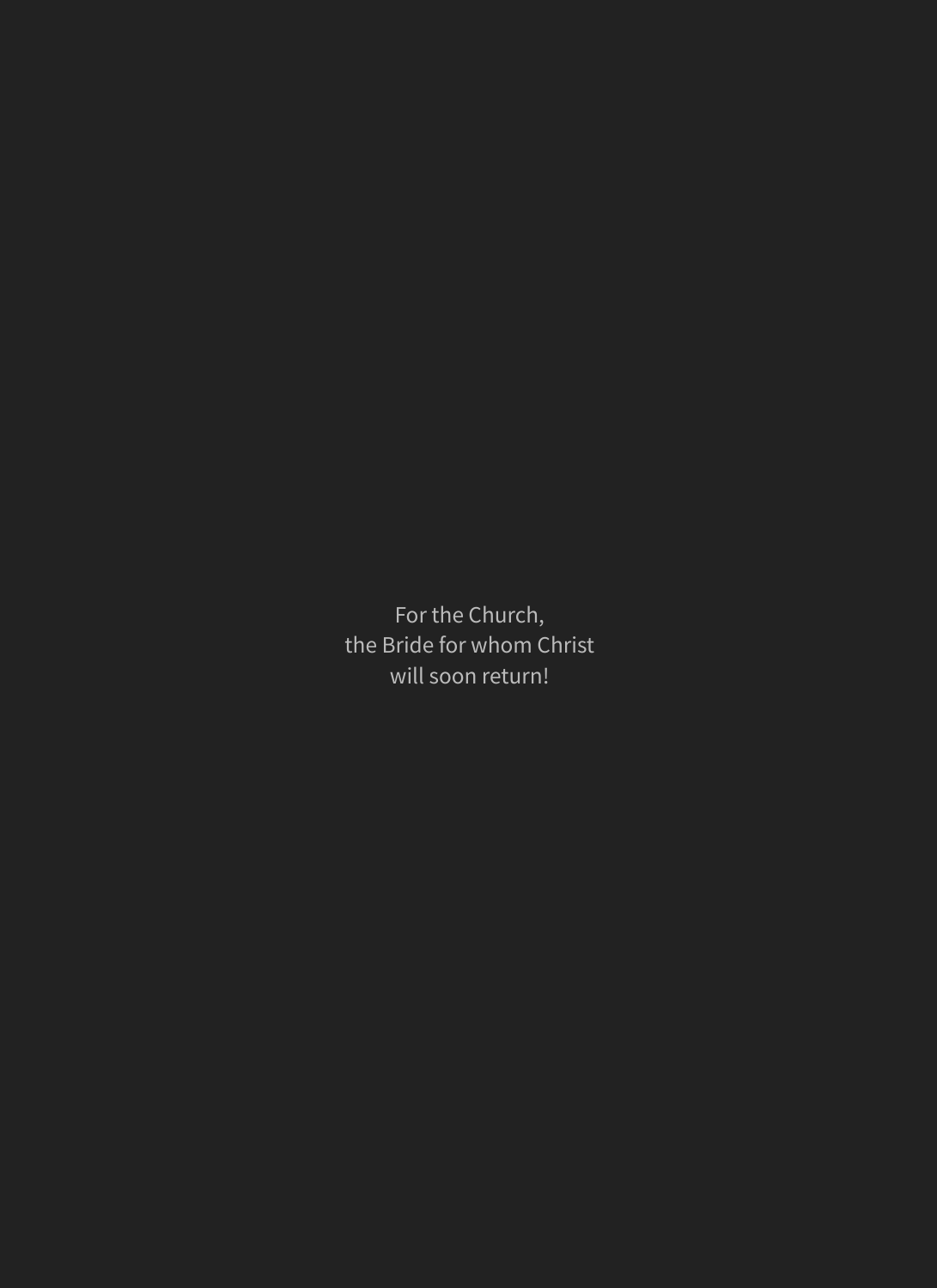For the Church,
the Bride for whom Christ
will soon return!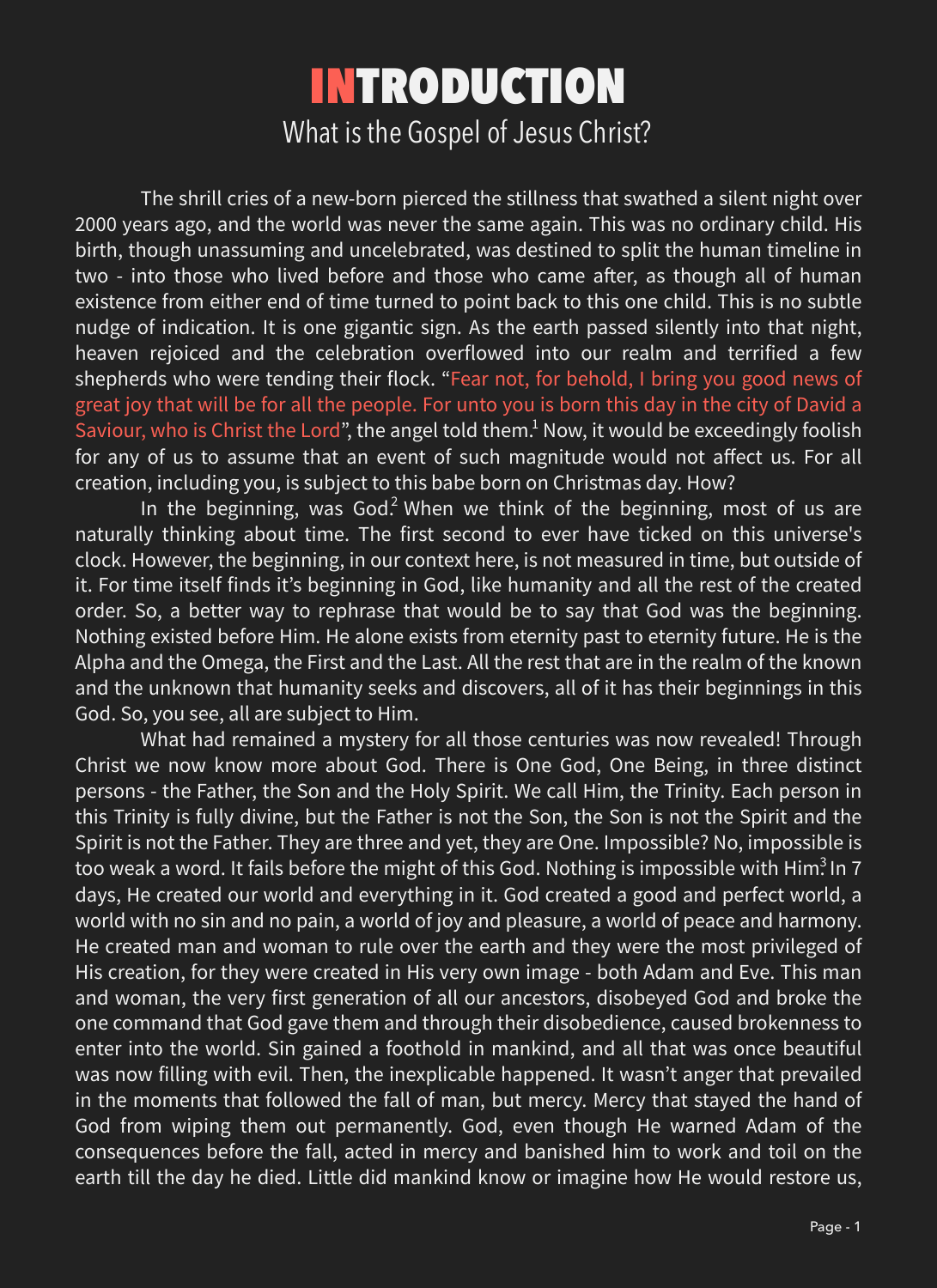# INTRODUCTION

## What is the Gospel of Jesus Christ?

The shrill cries of a new-born pierced the stillness that swathed a silent night over 2000 years ago, and the world was never the same again. This was no ordinary child. His birth, though unassuming and uncelebrated, was destined to split the human timeline in two - into those who lived before and those who came after, as though all of human existence from either end of time turned to point back to this one child. This is no subtle nudge of indication. It is one gigantic sign. As the earth passed silently into that night, heaven rejoiced and the celebration overflowed into our realm and terrified a few shepherds who were tending their flock. "Fear not, for behold, I bring you good news of great joy that will be for all the people. For unto you is born this day in the city of David a Saviour, who is Christ the Lord", the angel told them.[1] Now, it would be exceedingly foolish for any of us to assume that an event of such magnitude would not affect us. For all creation, including you, is subject to this babe born on Christmas day. How?

In the beginning, was God.[2] When we think of the beginning, most of us are naturally thinking about time. The first second to ever have ticked on this universe's clock. However, the beginning, in our context here, is not measured in time, but outside of it. For time itself finds it's beginning in God, like humanity and all the rest of the created order. So, a better way to rephrase that would be to say that God was the beginning. Nothing existed before Him. He alone exists from eternity past to eternity future. He is the Alpha and the Omega, the First and the Last. All the rest that are in the realm of the known and the unknown that humanity seeks and discovers, all of it has their beginnings in this God. So, you see, all are subject to Him.

What had remained a mystery for all those centuries was now revealed! Through Christ we now know more about God. There is One God, One Being, in three distinct persons - the Father, the Son and the Holy Spirit. We call Him, the Trinity. Each person in this Trinity is fully divine, but the Father is not the Son, the Son is not the Spirit and the Spirit is not the Father. They are three and yet, they are One. Impossible? No, impossible is too weak a word. It fails before the might of this God. Nothing is impossible with Him.[3] In 7 days, He created our world and everything in it. God created a good and perfect world, a world with no sin and no pain, a world of joy and pleasure, a world of peace and harmony. He created man and woman to rule over the earth and they were the most privileged of His creation, for they were created in His very own image - both Adam and Eve. This man and woman, the very first generation of all our ancestors, disobeyed God and broke the one command that God gave them and through their disobedience, caused brokenness to enter into the world. Sin gained a foothold in mankind, and all that was once beautiful was now filling with evil. Then, the inexplicable happened. It wasn't anger that prevailed in the moments that followed the fall of man, but mercy. Mercy that stayed the hand of God from wiping them out permanently. God, even though He warned Adam of the consequences before the fall, acted in mercy and banished him to work and toil on the earth till the day he died. Little did mankind know or imagine how He would restore us,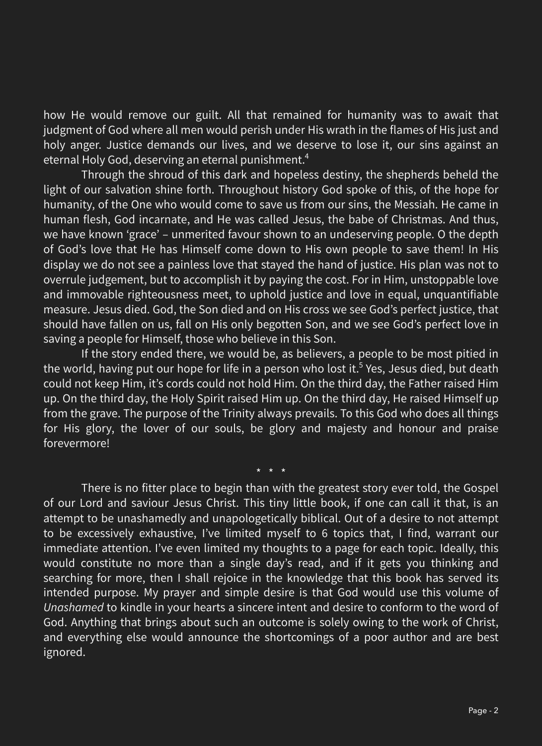how He would remove our guilt. All that remained for humanity was to await that judgment of God where all men would perish under His wrath in the flames of His just and holy anger. Justice demands our lives, and we deserve to lose it, our sins against an eternal Holy God, deserving an eternal punishment.[4]

Through the shroud of this dark and hopeless destiny, the shepherds beheld the light of our salvation shine forth. Throughout history God spoke of this, of the hope for humanity, of the One who would come to save us from our sins, the Messiah. He came in human flesh, God incarnate, and He was called Jesus, the babe of Christmas. And thus, we have known 'grace' – unmerited favour shown to an undeserving people. O the depth of God's love that He has Himself come down to His own people to save them! In His display we do not see a painless love that stayed the hand of justice. His plan was not to overrule judgement, but to accomplish it by paying the cost. For in Him, unstoppable love and immovable righteousness meet, to uphold justice and love in equal, unquantifiable measure. Jesus died. God, the Son died and on His cross we see God's perfect justice, that should have fallen on us, fall on His only begotten Son, and we see God's perfect love in saving a people for Himself, those who believe in this Son.

If the story ended there, we would be, as believers, a people to be most pitied in the world, having put our hope for life in a person who lost it.[5] Yes, Jesus died, but death could not keep Him, it's cords could not hold Him. On the third day, the Father raised Him up. On the third day, the Holy Spirit raised Him up. On the third day, He raised Himself up from the grave. The purpose of the Trinity always prevails. To this God who does all things for His glory, the lover of our souls, be glory and majesty and honour and praise forevermore!

\* \* \*

There is no fitter place to begin than with the greatest story ever told, the Gospel of our Lord and saviour Jesus Christ. This tiny little book, if one can call it that, is an attempt to be unashamedly and unapologetically biblical. Out of a desire to not attempt to be excessively exhaustive, I've limited myself to 6 topics that, I find, warrant our immediate attention. I've even limited my thoughts to a page for each topic. Ideally, this would constitute no more than a single day's read, and if it gets you thinking and searching for more, then I shall rejoice in the knowledge that this book has served its intended purpose. My prayer and simple desire is that God would use this volume of *Unashamed* to kindle in your hearts a sincere intent and desire to conform to the word of God. Anything that brings about such an outcome is solely owing to the work of Christ, and everything else would announce the shortcomings of a poor author and are best ignored.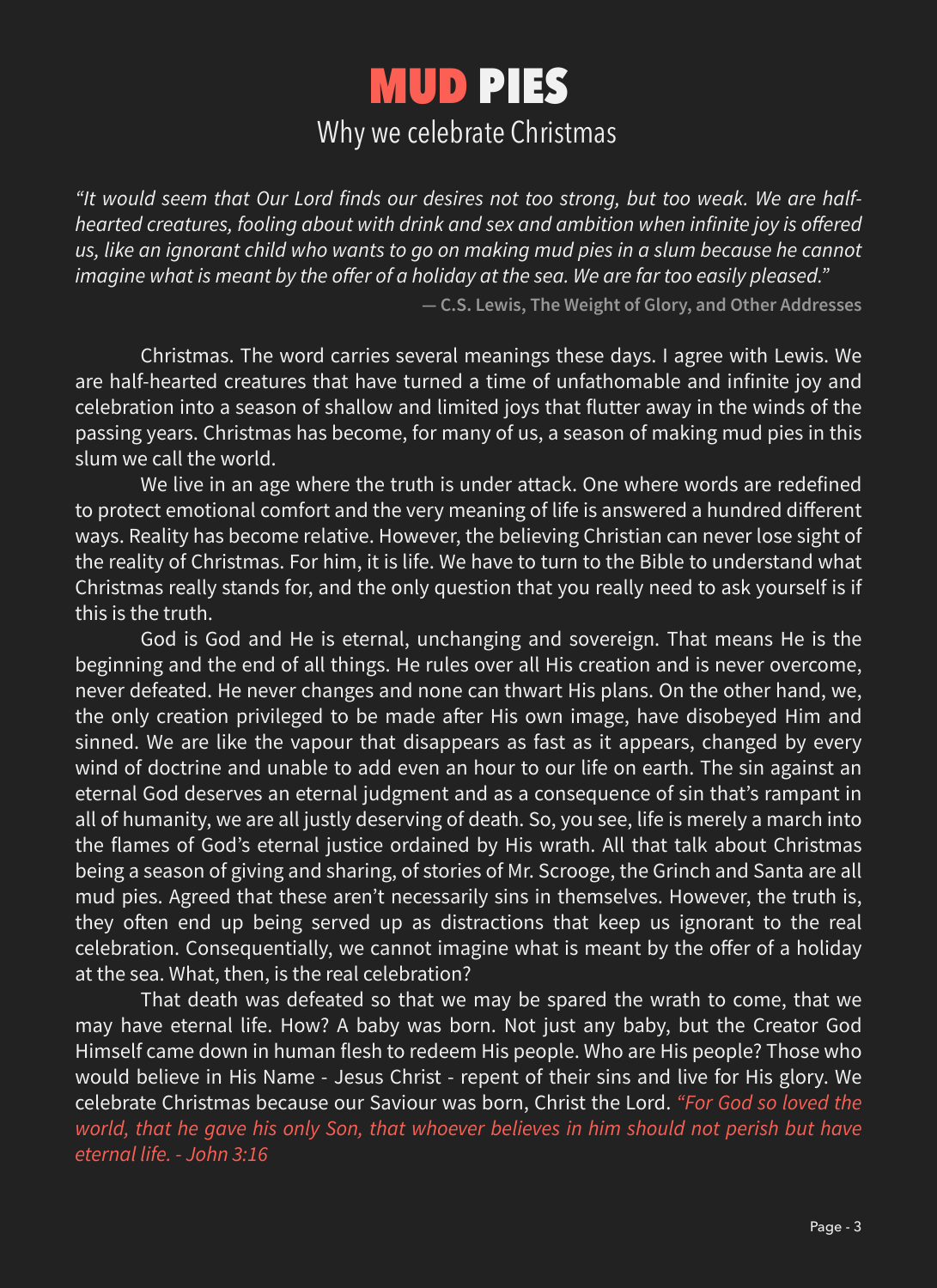# MUD PIES

## Why we celebrate Christmas

*"It would seem that Our Lord finds our desires not too strong, but too weak. We are half-hearted creatures, fooling about with drink and sex and ambition when infinite joy is offered us, like an ignorant child who wants to go on making mud pies in a slum because he cannot imagine what is meant by the offer of a holiday at the sea. We are far too easily pleased."*

**— C.S. Lewis, The Weight of Glory, and Other Addresses**

Christmas. The word carries several meanings these days. I agree with Lewis. We are half-hearted creatures that have turned a time of unfathomable and infinite joy and celebration into a season of shallow and limited joys that flutter away in the winds of the passing years. Christmas has become, for many of us, a season of making mud pies in this slum we call the world.

We live in an age where the truth is under attack. One where words are redefined to protect emotional comfort and the very meaning of life is answered a hundred different ways. Reality has become relative. However, the believing Christian can never lose sight of the reality of Christmas. For him, it is life. We have to turn to the Bible to understand what Christmas really stands for, and the only question that you really need to ask yourself is if this is the truth.

God is God and He is eternal, unchanging and sovereign. That means He is the beginning and the end of all things. He rules over all His creation and is never overcome, never defeated. He never changes and none can thwart His plans. On the other hand, we, the only creation privileged to be made after His own image, have disobeyed Him and sinned. We are like the vapour that disappears as fast as it appears, changed by every wind of doctrine and unable to add even an hour to our life on earth. The sin against an eternal God deserves an eternal judgment and as a consequence of sin that's rampant in all of humanity, we are all justly deserving of death. So, you see, life is merely a march into the flames of God's eternal justice ordained by His wrath. All that talk about Christmas being a season of giving and sharing, of stories of Mr. Scrooge, the Grinch and Santa are all mud pies. Agreed that these aren't necessarily sins in themselves. However, the truth is, they often end up being served up as distractions that keep us ignorant to the real celebration. Consequentially, we cannot imagine what is meant by the offer of a holiday at the sea. What, then, is the real celebration?

That death was defeated so that we may be spared the wrath to come, that we may have eternal life. How? A baby was born. Not just any baby, but the Creator God Himself came down in human flesh to redeem His people. Who are His people? Those who would believe in His Name - Jesus Christ - repent of their sins and live for His glory. We celebrate Christmas because our Saviour was born, Christ the Lord. *"For God so loved the world, that he gave his only Son, that whoever believes in him should not perish but have eternal life. - John 3:16*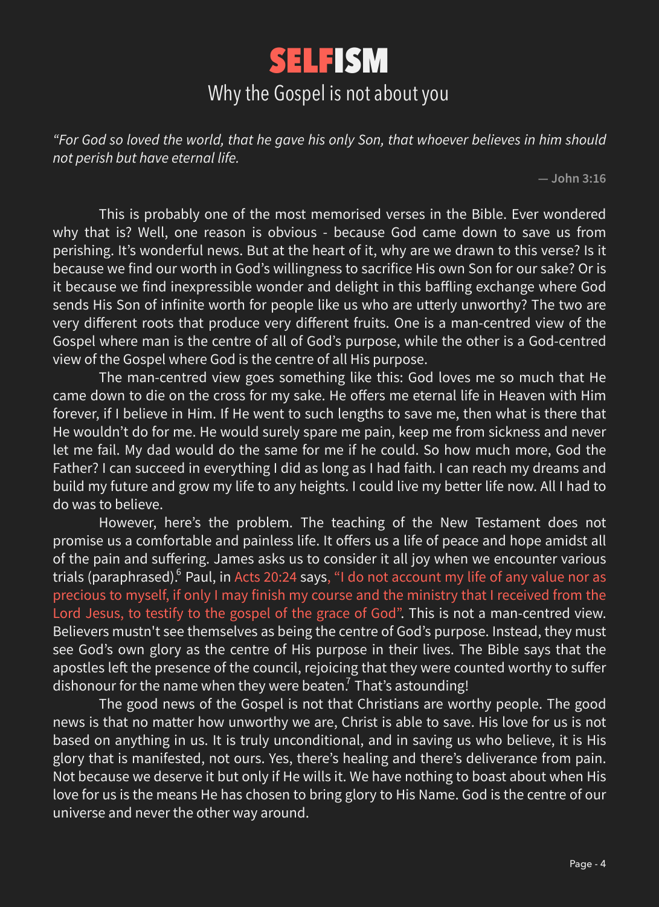# SELFISM

## Why the Gospel is not about you

*"For God so loved the world, that he gave his only Son, that whoever believes in him should not perish but have eternal life.*

— **John 3:16**

This is probably one of the most memorised verses in the Bible. Ever wondered why that is? Well, one reason is obvious - because God came down to save us from perishing. It's wonderful news. But at the heart of it, why are we drawn to this verse? Is it because we find our worth in God's willingness to sacrifice His own Son for our sake? Or is it because we find inexpressible wonder and delight in this baffling exchange where God sends His Son of infinite worth for people like us who are utterly unworthy? The two are very different roots that produce very different fruits. One is a man-centred view of the Gospel where man is the centre of all of God's purpose, while the other is a God-centred view of the Gospel where God is the centre of all His purpose.

The man-centred view goes something like this: God loves me so much that He came down to die on the cross for my sake. He offers me eternal life in Heaven with Him forever, if I believe in Him. If He went to such lengths to save me, then what is there that He wouldn't do for me. He would surely spare me pain, keep me from sickness and never let me fail. My dad would do the same for me if he could. So how much more, God the Father? I can succeed in everything I did as long as I had faith. I can reach my dreams and build my future and grow my life to any heights. I could live my better life now. All I had to do was to believe.

However, here's the problem. The teaching of the New Testament does not promise us a comfortable and painless life. It offers us a life of peace and hope amidst all of the pain and suffering. James asks us to consider it all joy when we encounter various trials (paraphrased).[6] Paul, in Acts 20:24 says, "I do not account my life of any value nor as precious to myself, if only I may finish my course and the ministry that I received from the Lord Jesus, to testify to the gospel of the grace of God". This is not a man-centred view. Believers mustn't see themselves as being the centre of God's purpose. Instead, they must see God's own glory as the centre of His purpose in their lives. The Bible says that the apostles left the presence of the council, rejoicing that they were counted worthy to suffer dishonour for the name when they were beaten.[7] That's astounding!

The good news of the Gospel is not that Christians are worthy people. The good news is that no matter how unworthy we are, Christ is able to save. His love for us is not based on anything in us. It is truly unconditional, and in saving us who believe, it is His glory that is manifested, not ours. Yes, there's healing and there's deliverance from pain. Not because we deserve it but only if He wills it. We have nothing to boast about when His love for us is the means He has chosen to bring glory to His Name. God is the centre of our universe and never the other way around.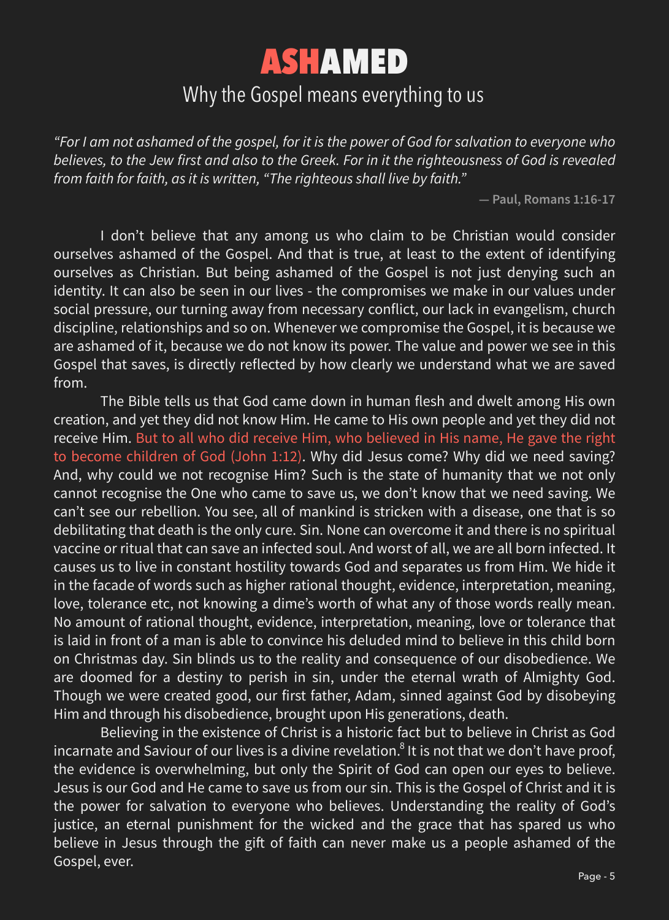# ASHAMED

## Why the Gospel means everything to us

*"For I am not ashamed of the gospel, for it is the power of God for salvation to everyone who believes, to the Jew first and also to the Greek. For in it the righteousness of God is revealed from faith for faith, as it is written, "The righteous shall live by faith."*

**— Paul, Romans 1:16-17**

I don't believe that any among us who claim to be Christian would consider ourselves ashamed of the Gospel. And that is true, at least to the extent of identifying ourselves as Christian. But being ashamed of the Gospel is not just denying such an identity. It can also be seen in our lives - the compromises we make in our values under social pressure, our turning away from necessary conflict, our lack in evangelism, church discipline, relationships and so on. Whenever we compromise the Gospel, it is because we are ashamed of it, because we do not know its power. The value and power we see in this Gospel that saves, is directly reflected by how clearly we understand what we are saved from.

The Bible tells us that God came down in human flesh and dwelt among His own creation, and yet they did not know Him. He came to His own people and yet they did not receive Him. But to all who did receive Him, who believed in His name, He gave the right to become children of God (John 1:12). Why did Jesus come? Why did we need saving? And, why could we not recognise Him? Such is the state of humanity that we not only cannot recognise the One who came to save us, we don't know that we need saving. We can't see our rebellion. You see, all of mankind is stricken with a disease, one that is so debilitating that death is the only cure. Sin. None can overcome it and there is no spiritual vaccine or ritual that can save an infected soul. And worst of all, we are all born infected. It causes us to live in constant hostility towards God and separates us from Him. We hide it in the facade of words such as higher rational thought, evidence, interpretation, meaning, love, tolerance etc, not knowing a dime's worth of what any of those words really mean. No amount of rational thought, evidence, interpretation, meaning, love or tolerance that is laid in front of a man is able to convince his deluded mind to believe in this child born on Christmas day. Sin blinds us to the reality and consequence of our disobedience. We are doomed for a destiny to perish in sin, under the eternal wrath of Almighty God. Though we were created good, our first father, Adam, sinned against God by disobeying Him and through his disobedience, brought upon His generations, death.

Believing in the existence of Christ is a historic fact but to believe in Christ as God incarnate and Saviour of our lives is a divine revelation.[8] It is not that we don't have proof, the evidence is overwhelming, but only the Spirit of God can open our eyes to believe. Jesus is our God and He came to save us from our sin. This is the Gospel of Christ and it is the power for salvation to everyone who believes. Understanding the reality of God's justice, an eternal punishment for the wicked and the grace that has spared us who believe in Jesus through the gift of faith can never make us a people ashamed of the Gospel, ever.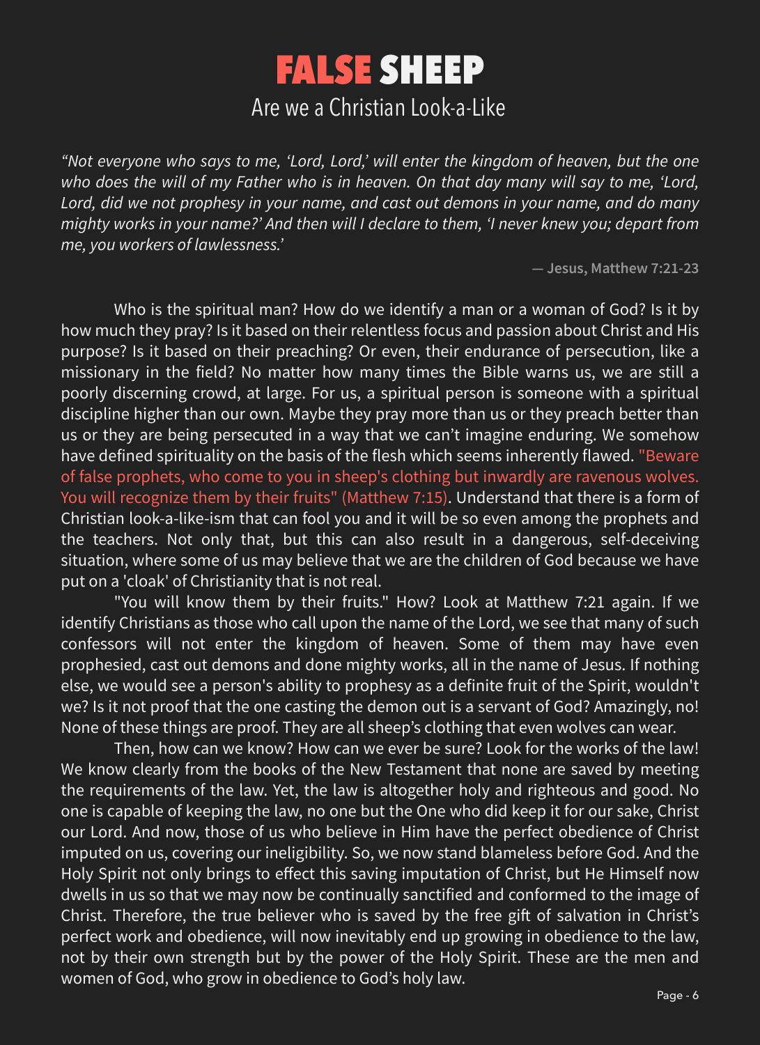# FALSE SHEEP

## Are we a Christian Look-a-Like

*“Not everyone who says to me, ‘Lord, Lord,’ will enter the kingdom of heaven, but the one who does the will of my Father who is in heaven. On that day many will say to me, ‘Lord, Lord, did we not prophesy in your name, and cast out demons in your name, and do many mighty works in your name?’ And then will I declare to them, ‘I never knew you; depart from me, you workers of lawlessness.’*

— **Jesus, Matthew 7:21-23**

Who is the spiritual man? How do we identify a man or a woman of God? Is it by how much they pray? Is it based on their relentless focus and passion about Christ and His purpose? Is it based on their preaching? Or even, their endurance of persecution, like a missionary in the field? No matter how many times the Bible warns us, we are still a poorly discerning crowd, at large. For us, a spiritual person is someone with a spiritual discipline higher than our own. Maybe they pray more than us or they preach better than us or they are being persecuted in a way that we can’t imagine enduring. We somehow have defined spirituality on the basis of the flesh which seems inherently flawed. "Beware of false prophets, who come to you in sheep's clothing but inwardly are ravenous wolves. You will recognize them by their fruits" (Matthew 7:15). Understand that there is a form of Christian look-a-like-ism that can fool you and it will be so even among the prophets and the teachers. Not only that, but this can also result in a dangerous, self-deceiving situation, where some of us may believe that we are the children of God because we have put on a 'cloak' of Christianity that is not real.

"You will know them by their fruits." How? Look at Matthew 7:21 again. If we identify Christians as those who call upon the name of the Lord, we see that many of such confessors will not enter the kingdom of heaven. Some of them may have even prophesied, cast out demons and done mighty works, all in the name of Jesus. If nothing else, we would see a person's ability to prophesy as a definite fruit of the Spirit, wouldn't we? Is it not proof that the one casting the demon out is a servant of God? Amazingly, no! None of these things are proof. They are all sheep’s clothing that even wolves can wear.

Then, how can we know? How can we ever be sure? Look for the works of the law! We know clearly from the books of the New Testament that none are saved by meeting the requirements of the law. Yet, the law is altogether holy and righteous and good. No one is capable of keeping the law, no one but the One who did keep it for our sake, Christ our Lord. And now, those of us who believe in Him have the perfect obedience of Christ imputed on us, covering our ineligibility. So, we now stand blameless before God. And the Holy Spirit not only brings to effect this saving imputation of Christ, but He Himself now dwells in us so that we may now be continually sanctified and conformed to the image of Christ. Therefore, the true believer who is saved by the free gift of salvation in Christ’s perfect work and obedience, will now inevitably end up growing in obedience to the law, not by their own strength but by the power of the Holy Spirit. These are the men and women of God, who grow in obedience to God’s holy law.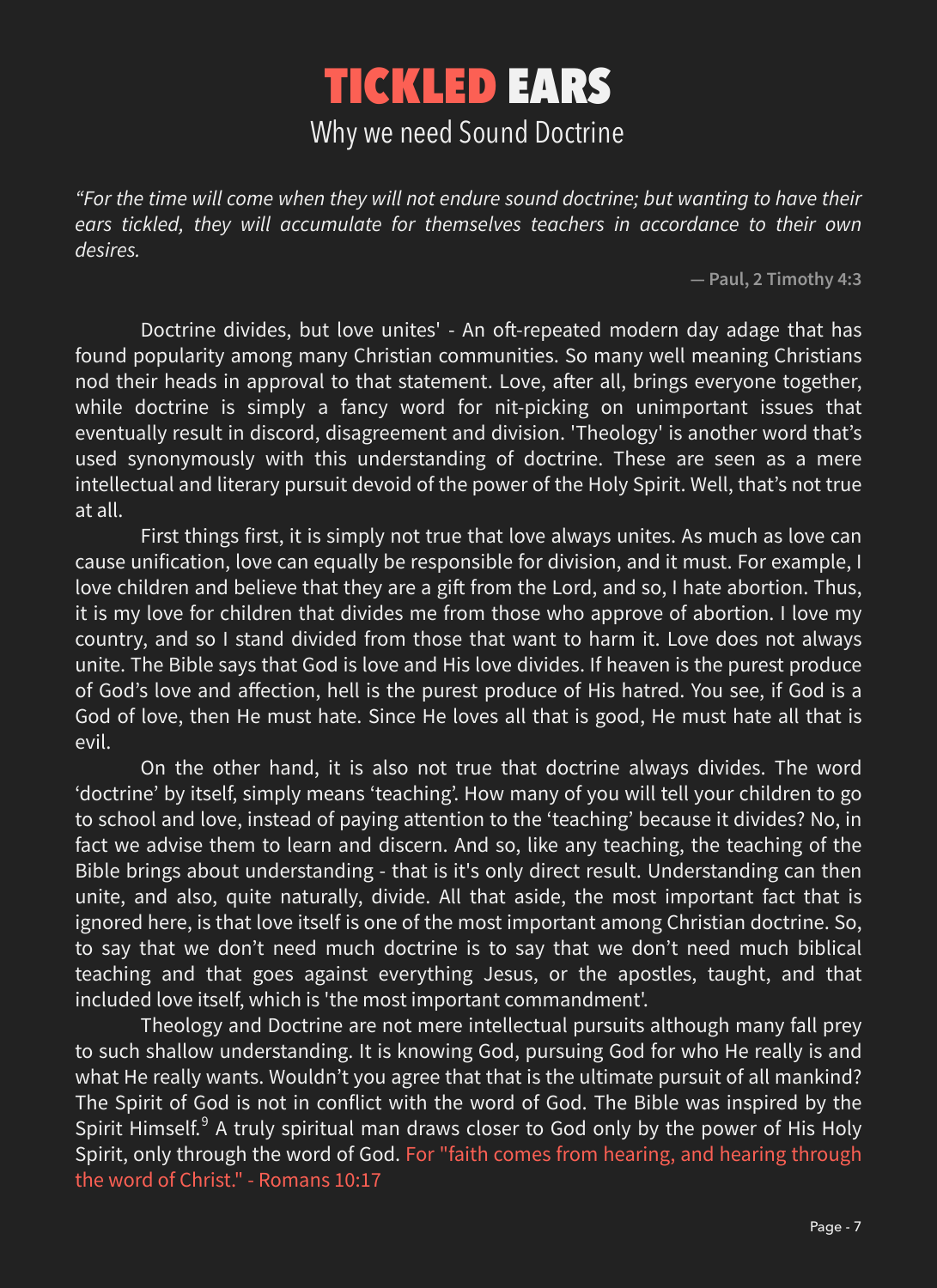# TICKLED EARS

## Why we need Sound Doctrine

*"For the time will come when they will not endure sound doctrine; but wanting to have their ears tickled, they will accumulate for themselves teachers in accordance to their own desires.*

**— Paul, 2 Timothy 4:3**

Doctrine divides, but love unites' - An oft-repeated modern day adage that has found popularity among many Christian communities. So many well meaning Christians nod their heads in approval to that statement. Love, after all, brings everyone together, while doctrine is simply a fancy word for nit-picking on unimportant issues that eventually result in discord, disagreement and division. 'Theology' is another word that's used synonymously with this understanding of doctrine. These are seen as a mere intellectual and literary pursuit devoid of the power of the Holy Spirit. Well, that's not true at all.

First things first, it is simply not true that love always unites. As much as love can cause unification, love can equally be responsible for division, and it must. For example, I love children and believe that they are a gift from the Lord, and so, I hate abortion. Thus, it is my love for children that divides me from those who approve of abortion. I love my country, and so I stand divided from those that want to harm it. Love does not always unite. The Bible says that God is love and His love divides. If heaven is the purest produce of God's love and affection, hell is the purest produce of His hatred. You see, if God is a God of love, then He must hate. Since He loves all that is good, He must hate all that is evil.

On the other hand, it is also not true that doctrine always divides. The word 'doctrine' by itself, simply means 'teaching'. How many of you will tell your children to go to school and love, instead of paying attention to the 'teaching' because it divides? No, in fact we advise them to learn and discern. And so, like any teaching, the teaching of the Bible brings about understanding - that is it's only direct result. Understanding can then unite, and also, quite naturally, divide. All that aside, the most important fact that is ignored here, is that love itself is one of the most important among Christian doctrine. So, to say that we don't need much doctrine is to say that we don't need much biblical teaching and that goes against everything Jesus, or the apostles, taught, and that included love itself, which is 'the most important commandment'.

Theology and Doctrine are not mere intellectual pursuits although many fall prey to such shallow understanding. It is knowing God, pursuing God for who He really is and what He really wants. Wouldn't you agree that that is the ultimate pursuit of all mankind? The Spirit of God is not in conflict with the word of God. The Bible was inspired by the Spirit Himself.[9] A truly spiritual man draws closer to God only by the power of His Holy Spirit, only through the word of God. For "faith comes from hearing, and hearing through the word of Christ." - Romans 10:17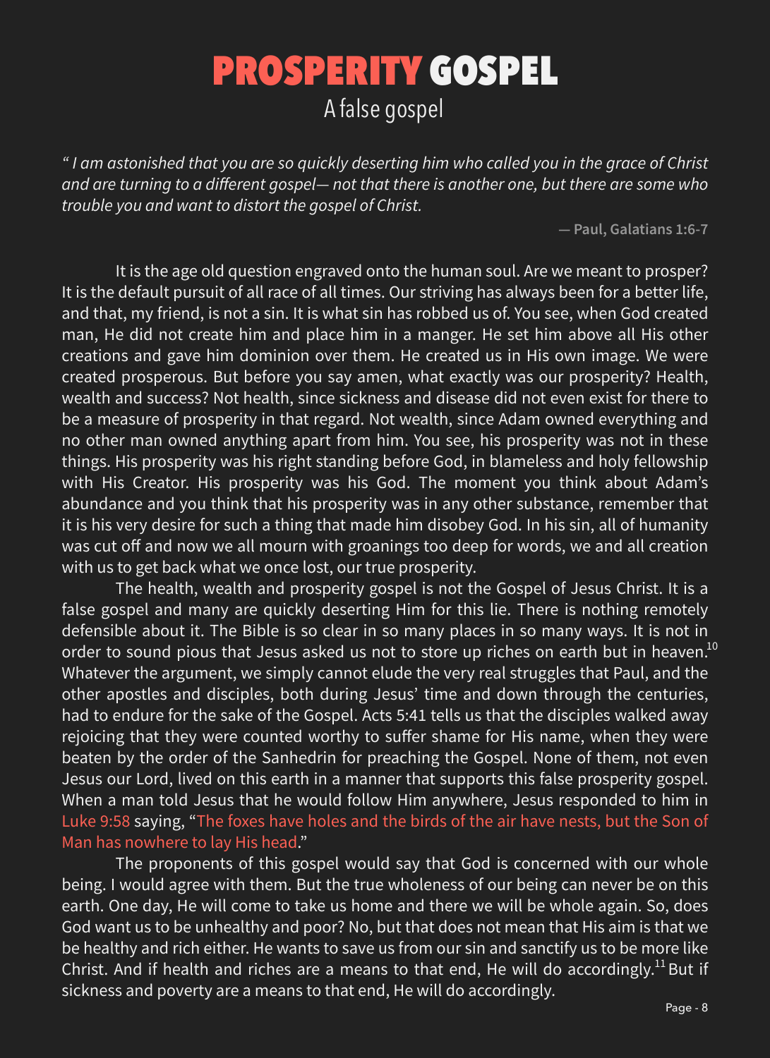# PROSPERITY GOSPEL

## A false gospel

*" I am astonished that you are so quickly deserting him who called you in the grace of Christ and are turning to a different gospel— not that there is another one, but there are some who trouble you and want to distort the gospel of Christ.*

**— Paul, Galatians 1:6-7**

It is the age old question engraved onto the human soul. Are we meant to prosper? It is the default pursuit of all race of all times. Our striving has always been for a better life, and that, my friend, is not a sin. It is what sin has robbed us of. You see, when God created man, He did not create him and place him in a manger. He set him above all His other creations and gave him dominion over them. He created us in His own image. We were created prosperous. But before you say amen, what exactly was our prosperity? Health, wealth and success? Not health, since sickness and disease did not even exist for there to be a measure of prosperity in that regard. Not wealth, since Adam owned everything and no other man owned anything apart from him. You see, his prosperity was not in these things. His prosperity was his right standing before God, in blameless and holy fellowship with His Creator. His prosperity was his God. The moment you think about Adam's abundance and you think that his prosperity was in any other substance, remember that it is his very desire for such a thing that made him disobey God. In his sin, all of humanity was cut off and now we all mourn with groanings too deep for words, we and all creation with us to get back what we once lost, our true prosperity.

The health, wealth and prosperity gospel is not the Gospel of Jesus Christ. It is a false gospel and many are quickly deserting Him for this lie. There is nothing remotely defensible about it. The Bible is so clear in so many places in so many ways. It is not in order to sound pious that Jesus asked us not to store up riches on earth but in heaven.[10] Whatever the argument, we simply cannot elude the very real struggles that Paul, and the other apostles and disciples, both during Jesus' time and down through the centuries, had to endure for the sake of the Gospel. Acts 5:41 tells us that the disciples walked away rejoicing that they were counted worthy to suffer shame for His name, when they were beaten by the order of the Sanhedrin for preaching the Gospel. None of them, not even Jesus our Lord, lived on this earth in a manner that supports this false prosperity gospel. When a man told Jesus that he would follow Him anywhere, Jesus responded to him in Luke 9:58 saying, "The foxes have holes and the birds of the air have nests, but the Son of Man has nowhere to lay His head."

The proponents of this gospel would say that God is concerned with our whole being. I would agree with them. But the true wholeness of our being can never be on this earth. One day, He will come to take us home and there we will be whole again. So, does God want us to be unhealthy and poor? No, but that does not mean that His aim is that we be healthy and rich either. He wants to save us from our sin and sanctify us to be more like Christ. And if health and riches are a means to that end, He will do accordingly.[11] But if sickness and poverty are a means to that end, He will do accordingly.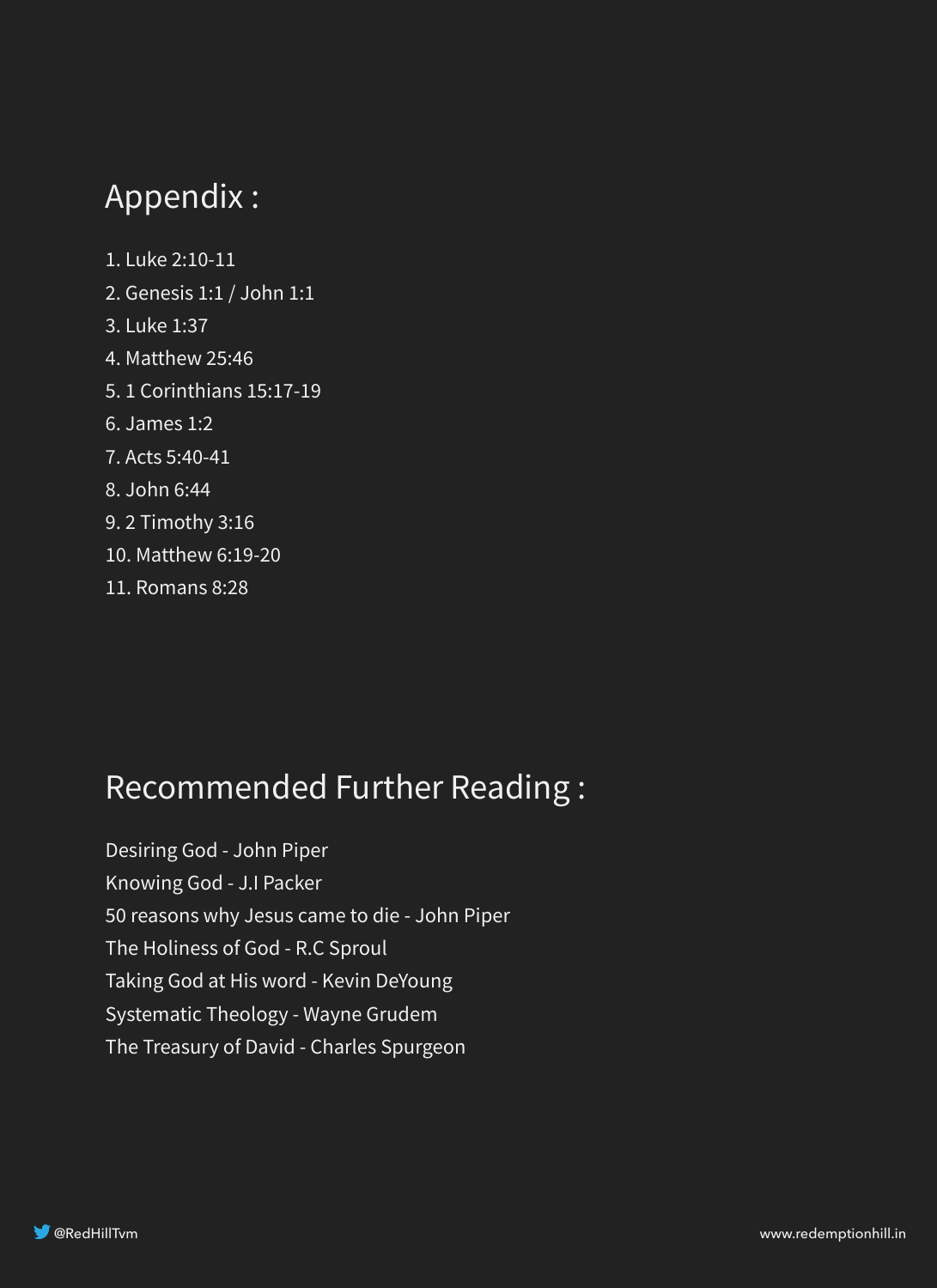## Appendix :

1. Luke 2:10-11
2. Genesis 1:1 / John 1:1
3. Luke 1:37
4. Matthew 25:46
5. 1 Corinthians 15:17-19
6. James 1:2
7. Acts 5:40-41
8. John 6:44
9. 2 Timothy 3:16
10. Matthew 6:19-20
11. Romans 8:28

## Recommended Further Reading :

Desiring God - John Piper
Knowing God - J.I Packer
50 reasons why Jesus came to die - John Piper
The Holiness of God - R.C Sproul
Taking God at His word - Kevin DeYoung
Systematic Theology - Wayne Grudem
The Treasury of David - Charles Spurgeon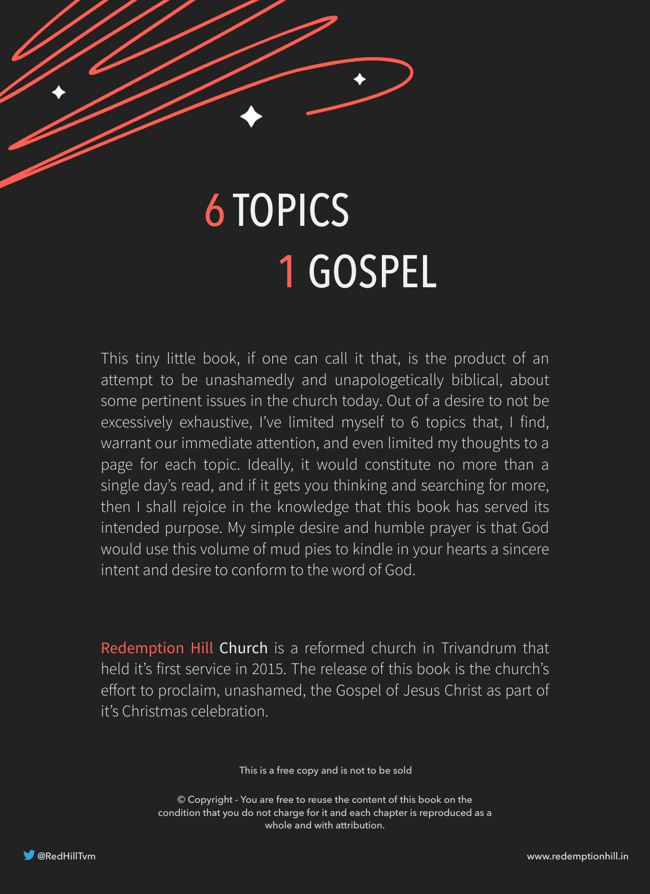# 6 TOPICS 1 GOSPEL

This tiny little book, if one can call it that, is the product of an attempt to be unashamedly and unapologetically biblical, about some pertinent issues in the church today. Out of a desire to not be excessively exhaustive, I've limited myself to 6 topics that, I find, warrant our immediate attention, and even limited my thoughts to a page for each topic. Ideally, it would constitute no more than a single day's read, and if it gets you thinking and searching for more, then I shall rejoice in the knowledge that this book has served its intended purpose. My simple desire and humble prayer is that God would use this volume of mud pies to kindle in your hearts a sincere intent and desire to conform to the word of God.

Redemption Hill Church is a reformed church in Trivandrum that held it's first service in 2015. The release of this book is the church's effort to proclaim, unashamed, the Gospel of Jesus Christ as part of it's Christmas celebration.

This is a free copy and is not to be sold

© Copyright - You are free to reuse the content of this book on the condition that you do not charge for it and each chapter is reproduced as a whole and with attribution.

@RedHillTvm

www.redemptionhill.in